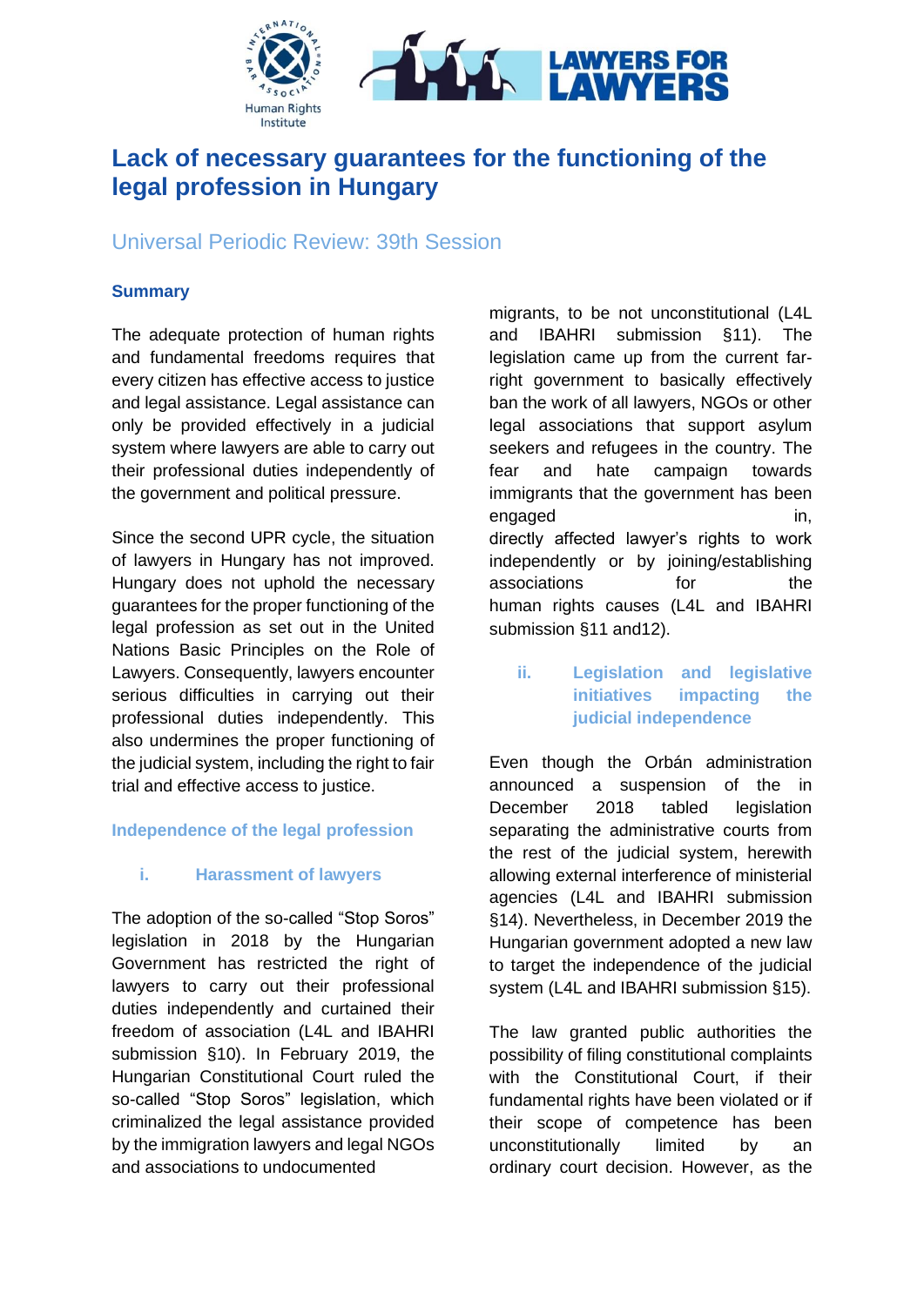# Lack of necessary guarantees for the functioning of the legal profession in Hungary

## Universal Periodic Review: 39th Session

### Summary

The adequate protection of human rights and fundamental freedoms requires that every citizen has effective access to justice and legal assistance. Legal assistance can only be provided effectively in a judicial system where lawyers are able to carry out their professional duties independently of the government and political pressure.

Since the second UPR cycle, the situation of lawyers in Hungary has not improved. Hungary does not uphold the necessary guarantees for the proper functioning of the legal profession as set out in the United Nations Basic Principles on the Role of Lawyers. Consequently, lawyers encounter serious difficulties in carrying out their professional duties independently. This also undermines the proper functioning of the judicial system, including the right to fair trial and effective access to justice.

### Independence of the legal profession

#### i. Harassment of lawyers

The adoption of the so-called "Stop Soros" legislation in 2018 by the Hungarian Government has restricted the right of lawyers to carry out their professional duties independently and curtained their freedom of association (L4L and IBAHRI submission §10). In February 2019, the Hungarian Constitutional Court ruled the so-called "Stop Soros" legislation, which criminalized the legal assistance provided by the immigration lawyers and legal NGOs and associations to undocumented migrants, to be not unconstitutional (L4L and IBAHRI submission §11). The legislation came up from the current far-right government to basically effectively ban the work of all lawyers, NGOs or other legal associations that support asylum seekers and refugees in the country. The fear and hate campaign towards immigrants that the government has been engaged in, directly affected lawyer's rights to work independently or by joining/establishing associations for the human rights causes (L4L and IBAHRI submission §11 and12).

#### ii. Legislation and legislative initiatives impacting the judicial independence

Even though the Orbán administration announced a suspension of the in December 2018 tabled legislation separating the administrative courts from the rest of the judicial system, herewith allowing external interference of ministerial agencies (L4L and IBAHRI submission §14). Nevertheless, in December 2019 the Hungarian government adopted a new law to target the independence of the judicial system (L4L and IBAHRI submission §15).

The law granted public authorities the possibility of filing constitutional complaints with the Constitutional Court, if their fundamental rights have been violated or if their scope of competence has been unconstitutionally limited by an ordinary court decision. However, as the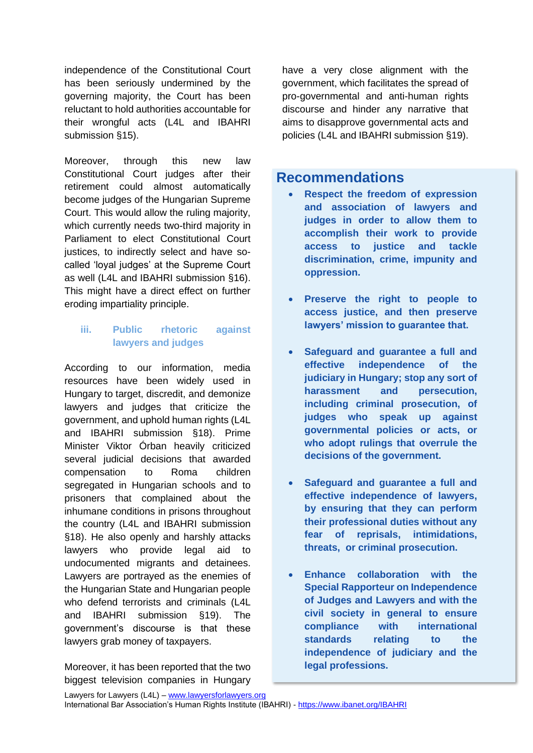independence of the Constitutional Court has been seriously undermined by the governing majority, the Court has been reluctant to hold authorities accountable for their wrongful acts (L4L and IBAHRI submission §15).

Moreover, through this new law Constitutional Court judges after their retirement could almost automatically become judges of the Hungarian Supreme Court. This would allow the ruling majority, which currently needs two-third majority in Parliament to elect Constitutional Court justices, to indirectly select and have so-called 'loyal judges' at the Supreme Court as well (L4L and IBAHRI submission §16). This might have a direct effect on further eroding impartiality principle.

### iii. Public rhetoric against lawyers and judges

According to our information, media resources have been widely used in Hungary to target, discredit, and demonize lawyers and judges that criticize the government, and uphold human rights (L4L and IBAHRI submission §18). Prime Minister Viktor Órban heavily criticized several judicial decisions that awarded compensation to Roma children segregated in Hungarian schools and to prisoners that complained about the inhumane conditions in prisons throughout the country (L4L and IBAHRI submission §18). He also openly and harshly attacks lawyers who provide legal aid to undocumented migrants and detainees. Lawyers are portrayed as the enemies of the Hungarian State and Hungarian people who defend terrorists and criminals (L4L and IBAHRI submission §19). The government's discourse is that these lawyers grab money of taxpayers.

Moreover, it has been reported that the two biggest television companies in Hungary have a very close alignment with the government, which facilitates the spread of pro-governmental and anti-human rights discourse and hinder any narrative that aims to disapprove governmental acts and policies (L4L and IBAHRI submission §19).

## Recommendations

- **Respect the freedom of expression and association of lawyers and judges in order to allow them to accomplish their work to provide access to justice and tackle discrimination, crime, impunity and oppression.**
- **Preserve the right to people to access justice, and then preserve lawyers' mission to guarantee that.**
- **Safeguard and guarantee a full and effective independence of the judiciary in Hungary; stop any sort of harassment and persecution, including criminal prosecution, of judges who speak up against governmental policies or acts, or who adopt rulings that overrule the decisions of the government.**
- **Safeguard and guarantee a full and effective independence of lawyers, by ensuring that they can perform their professional duties without any fear of reprisals, intimidations, threats, or criminal prosecution.**
- **Enhance collaboration with the Special Rapporteur on Independence of Judges and Lawyers and with the civil society in general to ensure compliance with international standards relating to the independence of judiciary and the legal professions.**

Lawyers for Lawyers (L4L) – www.lawyersforlawyers.org
International Bar Association's Human Rights Institute (IBAHRI) - https://www.ibanet.org/IBAHRI